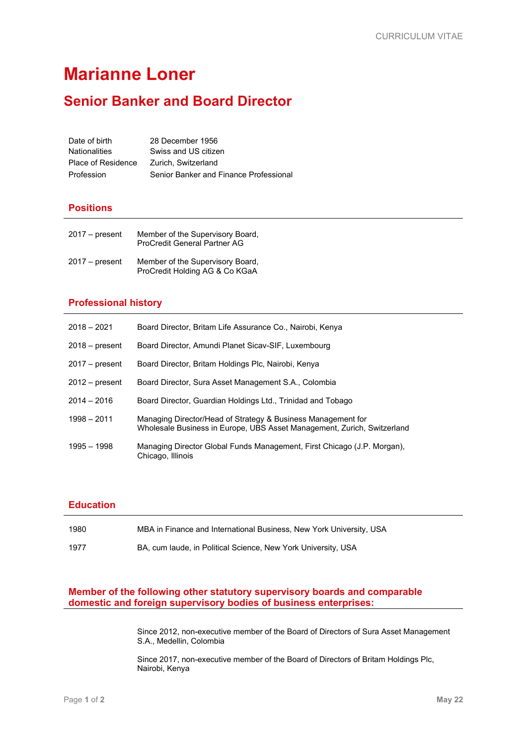# Marianne Loner

## Senior Banker and Board Director

| | |
|---|---|
| Date of birth | 28 December 1956 |
| Nationalities | Swiss and US citizen |
| Place of Residence | Zurich, Switzerland |
| Profession | Senior Banker and Finance Professional |

### Positions

| | |
|---|---|
| 2017 – present | Member of the Supervisory Board, ProCredit General Partner AG |
| 2017 – present | Member of the Supervisory Board, ProCredit Holding AG & Co KGaA |

### Professional history

| | |
|---|---|
| 2018 – 2021 | Board Director, Britam Life Assurance Co., Nairobi, Kenya |
| 2018 – present | Board Director, Amundi Planet Sicav-SIF, Luxembourg |
| 2017 – present | Board Director, Britam Holdings Plc, Nairobi, Kenya |
| 2012 – present | Board Director, Sura Asset Management S.A., Colombia |
| 2014 – 2016 | Board Director, Guardian Holdings Ltd., Trinidad and Tobago |
| 1998 – 2011 | Managing Director/Head of Strategy & Business Management for Wholesale Business in Europe, UBS Asset Management, Zurich, Switzerland |
| 1995 – 1998 | Managing Director Global Funds Management, First Chicago (J.P. Morgan), Chicago, Illinois |

### Education

| | |
|---|---|
| 1980 | MBA in Finance and International Business, New York University, USA |
| 1977 | BA, cum laude, in Political Science, New York University, USA |

### Member of the following other statutory supervisory boards and comparable domestic and foreign supervisory bodies of business enterprises:

Since 2012, non-executive member of the Board of Directors of Sura Asset Management S.A., Medellin, Colombia

Since 2017, non-executive member of the Board of Directors of Britam Holdings Plc, Nairobi, Kenya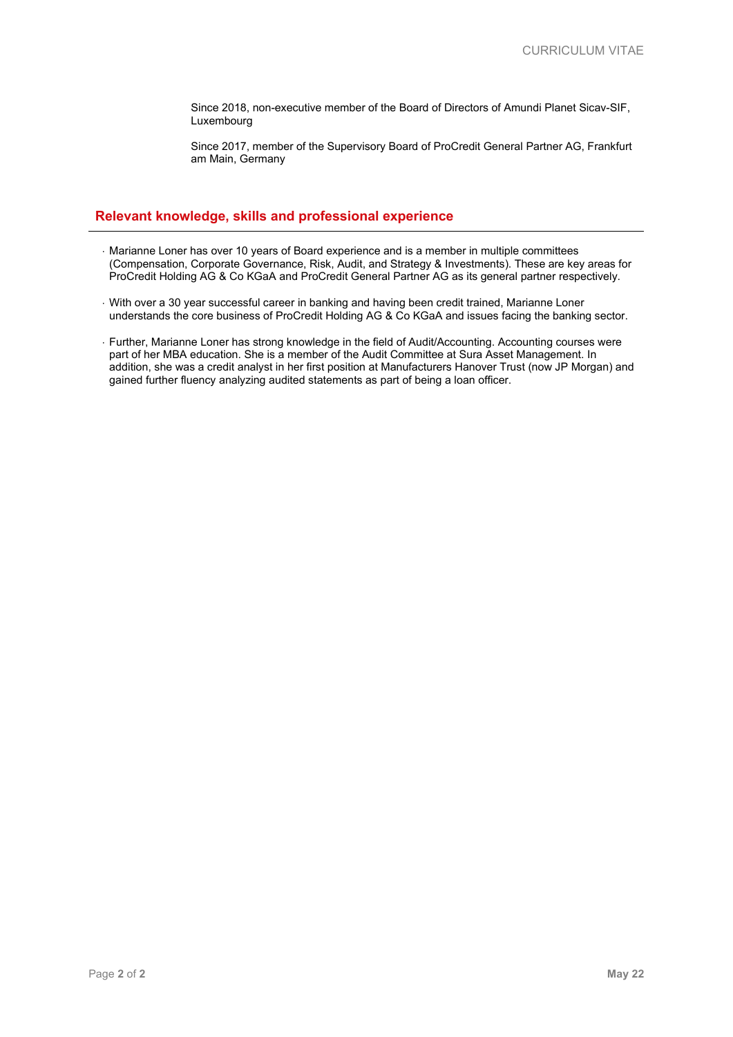Since 2018, non-executive member of the Board of Directors of Amundi Planet Sicav-SIF, Luxembourg

Since 2017, member of the Supervisory Board of ProCredit General Partner AG, Frankfurt am Main, Germany

## Relevant knowledge, skills and professional experience

- Marianne Loner has over 10 years of Board experience and is a member in multiple committees (Compensation, Corporate Governance, Risk, Audit, and Strategy & Investments). These are key areas for ProCredit Holding AG & Co KGaA and ProCredit General Partner AG as its general partner respectively.
- With over a 30 year successful career in banking and having been credit trained, Marianne Loner understands the core business of ProCredit Holding AG & Co KGaA and issues facing the banking sector.
- Further, Marianne Loner has strong knowledge in the field of Audit/Accounting. Accounting courses were part of her MBA education. She is a member of the Audit Committee at Sura Asset Management. In addition, she was a credit analyst in her first position at Manufacturers Hanover Trust (now JP Morgan) and gained further fluency analyzing audited statements as part of being a loan officer.